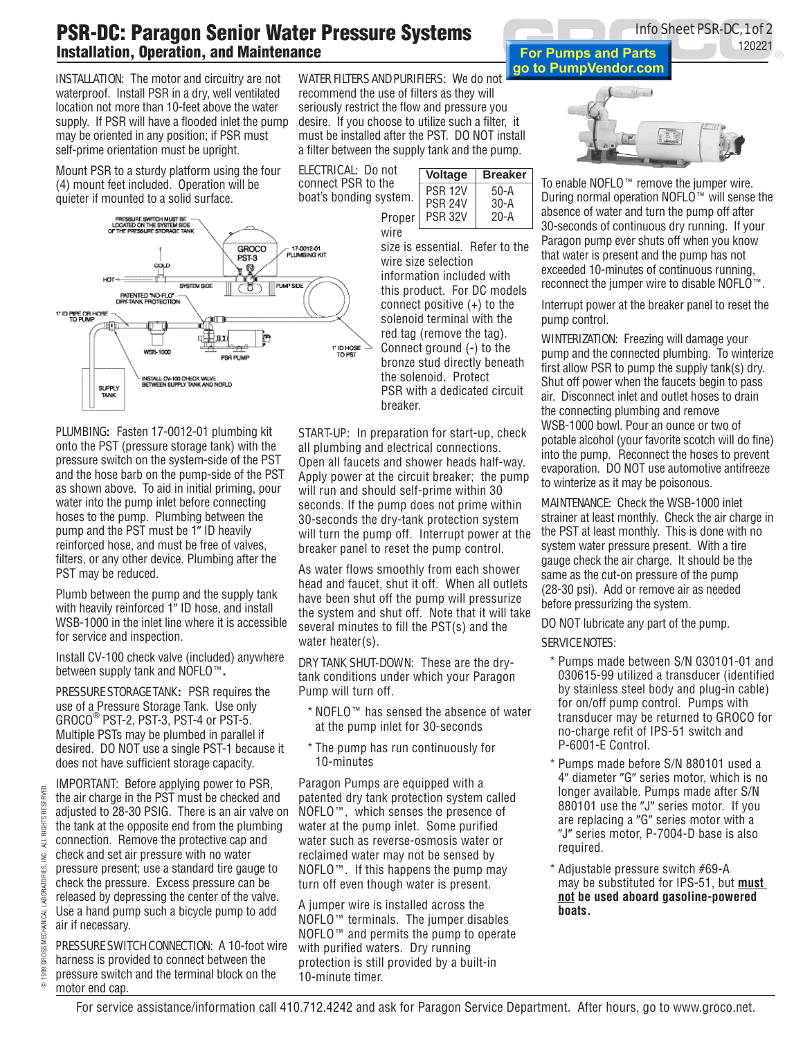# PSR-DC: Paragon Senior Water Pressure Systems

## Installation, Operation, and Maintenance

For Pumps and Parts go to PumpVendor.com

INSTALLATION: The motor and circuitry are not waterproof. Install PSR in a dry, well ventilated location not more than 10-feet above the water supply. If PSR will have a flooded inlet the pump may be oriented in any position; if PSR must self-prime orientation must be upright.

Mount PSR to a sturdy platform using the four (4) mount feet included. Operation will be quieter if mounted to a solid surface.

PLUMBING: Fasten 17-0012-01 plumbing kit onto the PST (pressure storage tank) with the pressure switch on the system-side of the PST and the hose barb on the pump-side of the PST as shown above. To aid in initial priming, pour water into the pump inlet before connecting hoses to the pump. Plumbing between the pump and the PST must be 1″ ID heavily reinforced hose, and must be free of valves, filters, or any other device. Plumbing after the PST may be reduced.

Plumb between the pump and the supply tank with heavily reinforced 1″ ID hose, and install WSB-1000 in the inlet line where it is accessible for service and inspection.

Install CV-100 check valve (included) anywhere between supply tank and NOFLO™.

PRESSURE STORAGE TANK: PSR requires the use of a Pressure Storage Tank. Use only GROCO® PST-2, PST-3, PST-4 or PST-5. Multiple PSTs may be plumbed in parallel if desired. DO NOT use a single PST-1 because it does not have sufficient storage capacity.

IMPORTANT: Before applying power to PSR, the air charge in the PST must be checked and adjusted to 28-30 PSIG. There is an air valve on the tank at the opposite end from the plumbing connection. Remove the protective cap and check and set air pressure with no water pressure present; use a standard tire gauge to check the pressure. Excess pressure can be released by depressing the center of the valve. Use a hand pump such a bicycle pump to add air if necessary.

PRESSURE SWITCH CONNECTION: A 10-foot wire harness is provided to connect between the pressure switch and the terminal block on the motor end cap.

WATER FILTERS AND PURIFIERS: We do not recommend the use of filters as they will seriously restrict the flow and pressure you desire. If you choose to utilize such a filter, it must be installed after the PST. DO NOT install a filter between the supply tank and the pump.

ELECTRICAL: Do not connect PSR to the boat's bonding system. Proper wire size is essential. Refer to the wire size selection information included with this product. For DC models connect positive (+) to the solenoid terminal with the red tag (remove the tag). Connect ground (-) to the bronze stud directly beneath the solenoid. Protect PSR with a dedicated circuit breaker.

| Voltage | Breaker |
|---|---|
| PSR 12V | 50-A |
| PSR 24V | 30-A |
| PSR 32V | 20-A |

START-UP: In preparation for start-up, check all plumbing and electrical connections. Open all faucets and shower heads half-way. Apply power at the circuit breaker; the pump will run and should self-prime within 30 seconds. If the pump does not prime within 30-seconds the dry-tank protection system will turn the pump off. Interrupt power at the breaker panel to reset the pump control.

As water flows smoothly from each shower head and faucet, shut it off. When all outlets have been shut off the pump will pressurize the system and shut off. Note that it will take several minutes to fill the PST(s) and the water heater(s).

DRY TANK SHUT-DOWN: These are the dry-tank conditions under which your Paragon Pump will turn off.

* NOFLO™ has sensed the absence of water at the pump inlet for 30-seconds
* The pump has run continuously for 10-minutes

Paragon Pumps are equipped with a patented dry tank protection system called NOFLO™, which senses the presence of water at the pump inlet. Some purified water such as reverse-osmosis water or reclaimed water may not be sensed by NOFLO™. If this happens the pump may turn off even though water is present.

A jumper wire is installed across the NOFLO™ terminals. The jumper disables NOFLO™ and permits the pump to operate with purified waters. Dry running protection is still provided by a built-in 10-minute timer.

To enable NOFLO™ remove the jumper wire. During normal operation NOFLO™ will sense the absence of water and turn the pump off after 30-seconds of continuous dry running. If your Paragon pump ever shuts off when you know that water is present and the pump has not exceeded 10-minutes of continuous running, reconnect the jumper wire to disable NOFLO™.

Interrupt power at the breaker panel to reset the pump control.

WINTERIZATION: Freezing will damage your pump and the connected plumbing. To winterize first allow PSR to pump the supply tank(s) dry. Shut off power when the faucets begin to pass air. Disconnect inlet and outlet hoses to drain the connecting plumbing and remove WSB-1000 bowl. Pour an ounce or two of potable alcohol (your favorite scotch will do fine) into the pump. Reconnect the hoses to prevent evaporation. DO NOT use automotive antifreeze to winterize as it may be poisonous.

MAINTENANCE: Check the WSB-1000 inlet strainer at least monthly. Check the air charge in the PST at least monthly. This is done with no system water pressure present. With a tire gauge check the air charge. It should be the same as the cut-on pressure of the pump (28-30 psi). Add or remove air as needed before pressurizing the system.

DO NOT lubricate any part of the pump.

SERVICE NOTES:

* Pumps made between S/N 030101-01 and 030615-99 utilized a transducer (identified by stainless steel body and plug-in cable) for on/off pump control. Pumps with transducer may be returned to GROCO for no-charge refit of IPS-51 switch and P-6001-E Control.
* Pumps made before S/N 880101 used a 4″ diameter "G" series motor, which is no longer available. Pumps made after S/N 880101 use the "J" series motor. If you are replacing a "G" series motor with a "J" series motor, P-7004-D base is also required.
* Adjustable pressure switch #69-A may be substituted for IPS-51, but **must not be used aboard gasoline-powered boats.**

© 1999 GROSS MECHANICAL LABORATORIES, INC. ALL RIGHTS RESERVED.

For service assistance/information call 410.712.4242 and ask for Paragon Service Department. After hours, go to www.groco.net.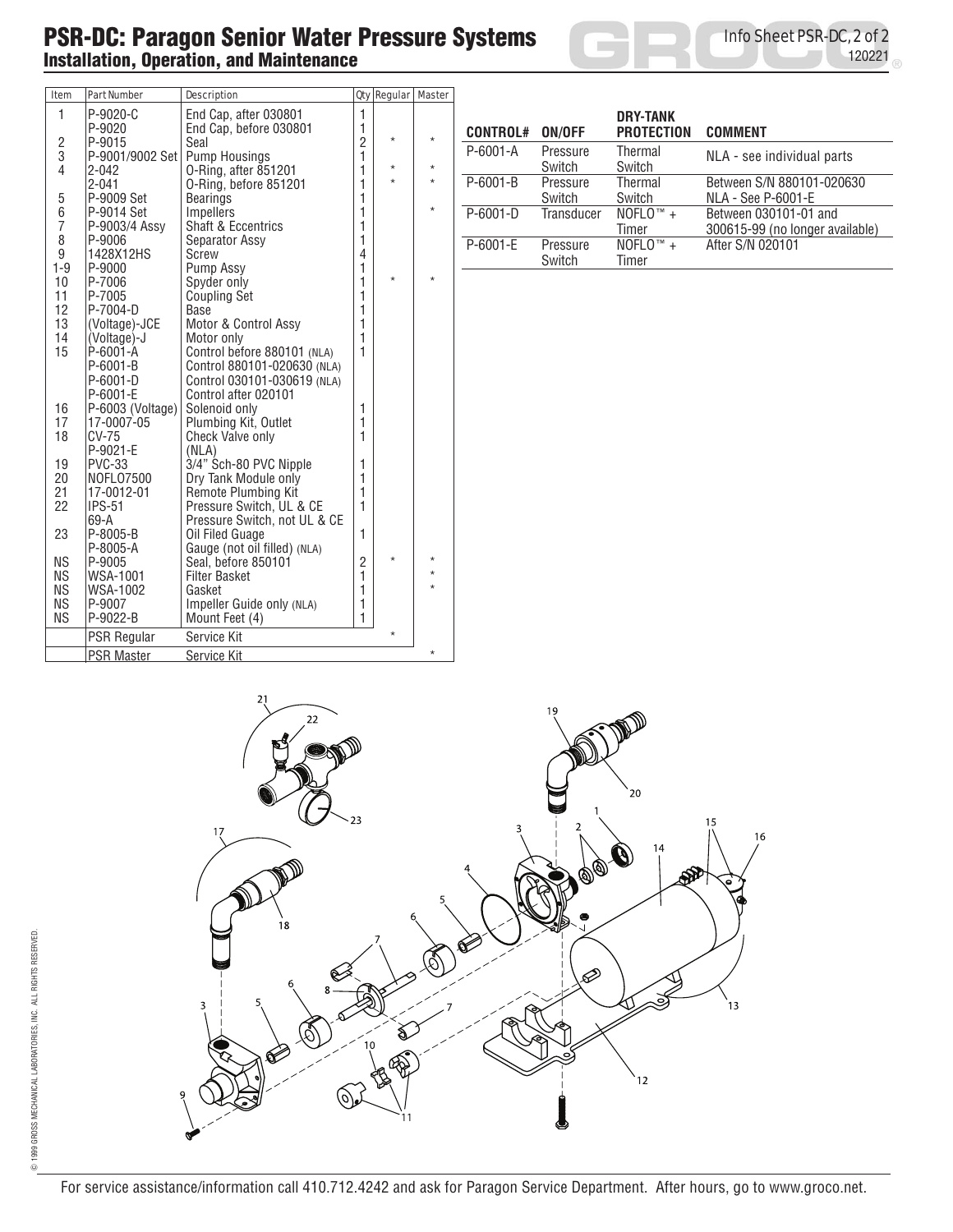# PSR-DC: Paragon Senior Water Pressure Systems
## Installation, Operation, and Maintenance

| Item | Part Number | Description | Qty | Regular | Master |
|---|---|---|---|---|---|
| 1 | P-9020-C | End Cap, after 030801 | 1 | | |
| | P-9020 | End Cap, before 030801 | 1 | | |
| 2 | P-9015 | Seal | 2 | * | * |
| 3 | P-9001/9002 Set | Pump Housings | 1 | | |
| 4 | 2-042 | O-Ring, after 851201 | 1 | * | * |
| | 2-041 | O-Ring, before 851201 | 1 | * | * |
| 5 | P-9009 Set | Bearings | 1 | | |
| 6 | P-9014 Set | Impellers | 1 | | * |
| 7 | P-9003/4 Assy | Shaft & Eccentrics | 1 | | |
| 8 | P-9006 | Separator Assy | 1 | | |
| 9 | 1428X12HS | Screw | 4 | | |
| 1-9 | P-9000 | Pump Assy | 1 | | |
| 10 | P-7006 | Spyder only | 1 | * | * |
| 11 | P-7005 | Coupling Set | 1 | | |
| 12 | P-7004-D | Base | 1 | | |
| 13 | (Voltage)-JCE | Motor & Control Assy | 1 | | |
| 14 | (Voltage)-J | Motor only | 1 | | |
| 15 | P-6001-A | Control before 880101 (NLA) | 1 | | |
| | P-6001-B | Control 880101-020630 (NLA) | | | |
| | P-6001-D | Control 030101-030619 (NLA) | | | |
| | P-6001-E | Control after 020101 | | | |
| 16 | P-6003 (Voltage) | Solenoid only | 1 | | |
| 17 | 17-0007-05 | Plumbing Kit, Outlet | 1 | | |
| 18 | CV-75 | Check Valve only | 1 | | |
| | P-9021-E | (NLA) | | | |
| 19 | PVC-33 | 3/4" Sch-80 PVC Nipple | 1 | | |
| 20 | NOFLO7500 | Dry Tank Module only | 1 | | |
| 21 | 17-0012-01 | Remote Plumbing Kit | 1 | | |
| 22 | IPS-51 | Pressure Switch, UL & CE | 1 | | |
| | 69-A | Pressure Switch, not UL & CE | | | |
| 23 | P-8005-B | Oil Filed Guage | 1 | | |
| | P-8005-A | Gauge (not oil filled) (NLA) | | | |
| NS | P-9005 | Seal, before 850101 | 2 | * | * |
| NS | WSA-1001 | Filter Basket | 1 | | * |
| NS | WSA-1002 | Gasket | 1 | | * |
| NS | P-9007 | Impeller Guide only (NLA) | 1 | | |
| NS | P-9022-B | Mount Feet (4) | 1 | | |
| | PSR Regular | Service Kit | | * | |
| | PSR Master | Service Kit | | | * |

| CONTROL# | ON/OFF | DRY-TANK PROTECTION | COMMENT |
|---|---|---|---|
| P-6001-A | Pressure Switch | Thermal Switch | NLA - see individual parts |
| P-6001-B | Pressure Switch | Thermal Switch | Between S/N 880101-020630 NLA - See P-6001-E |
| P-6001-D | Transducer | NOFLO™ + Timer | Between 030101-01 and 300615-99 (no longer available) |
| P-6001-E | Pressure Switch | NOFLO™ + Timer | After S/N 020101 |

21
22
23
17
18
19
20
1
2
3
4
5
6
7
8
9
10
11
12
13
14
15
16

© 1999 GROSS MECHANICAL LABORATORIES, INC. ALL RIGHTS RESERVED.

For service assistance/information call 410.712.4242 and ask for Paragon Service Department. After hours, go to www.groco.net.